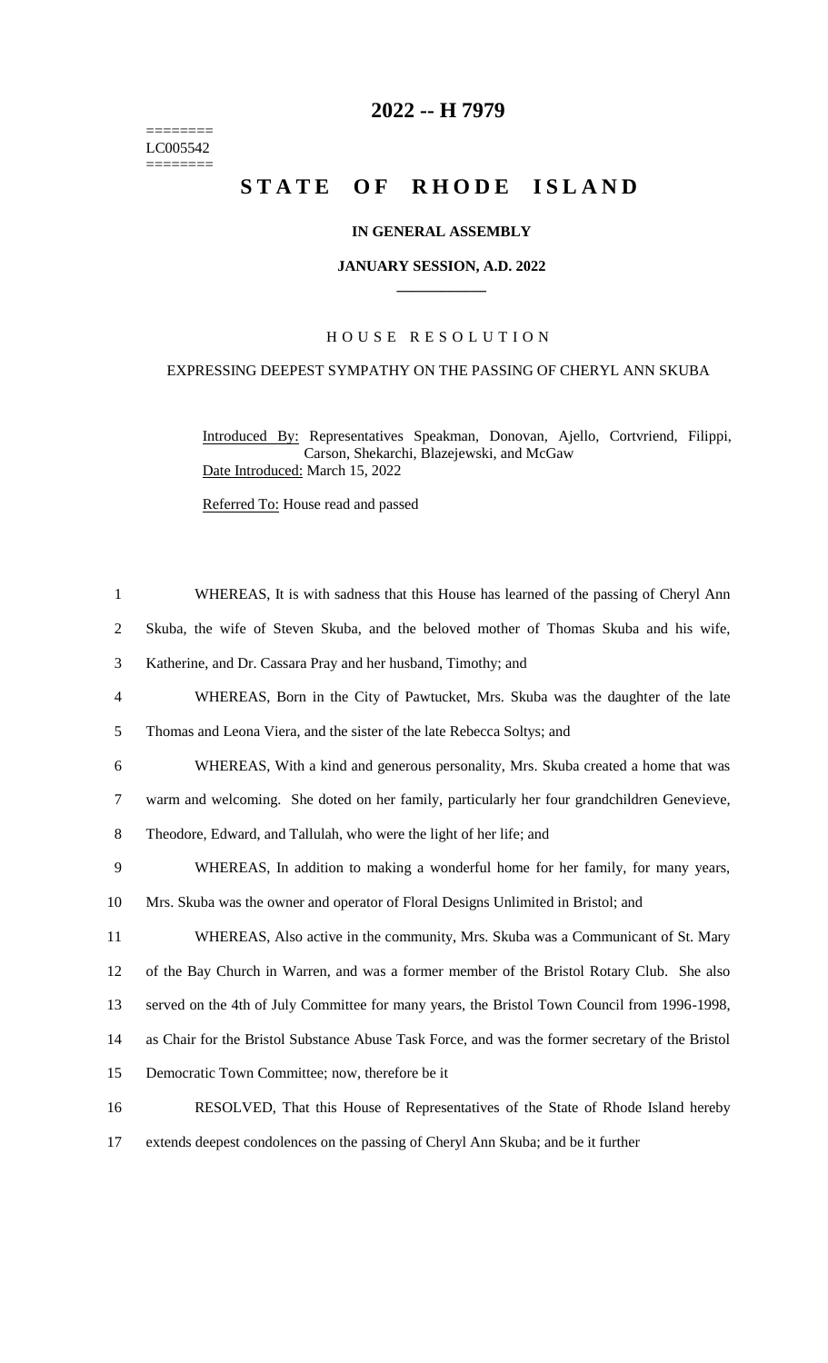========
LC005542
========

# 2022 -- H 7979

# STATE OF RHODE ISLAND

**IN GENERAL ASSEMBLY**

**JANUARY SESSION, A.D. 2022**

H O U S E   R E S O L U T I O N

EXPRESSING DEEPEST SYMPATHY ON THE PASSING OF CHERYL ANN SKUBA

Introduced By: Representatives Speakman, Donovan, Ajello, Cortvriend, Filippi, Carson, Shekarchi, Blazejewski, and McGaw

Date Introduced: March 15, 2022

Referred To: House read and passed

1 WHEREAS, It is with sadness that this House has learned of the passing of Cheryl Ann
2 Skuba, the wife of Steven Skuba, and the beloved mother of Thomas Skuba and his wife,
3 Katherine, and Dr. Cassara Pray and her husband, Timothy; and
4 WHEREAS, Born in the City of Pawtucket, Mrs. Skuba was the daughter of the late
5 Thomas and Leona Viera, and the sister of the late Rebecca Soltys; and
6 WHEREAS, With a kind and generous personality, Mrs. Skuba created a home that was
7 warm and welcoming. She doted on her family, particularly her four grandchildren Genevieve,
8 Theodore, Edward, and Tallulah, who were the light of her life; and
9 WHEREAS, In addition to making a wonderful home for her family, for many years,
10 Mrs. Skuba was the owner and operator of Floral Designs Unlimited in Bristol; and
11 WHEREAS, Also active in the community, Mrs. Skuba was a Communicant of St. Mary
12 of the Bay Church in Warren, and was a former member of the Bristol Rotary Club. She also
13 served on the 4th of July Committee for many years, the Bristol Town Council from 1996-1998,
14 as Chair for the Bristol Substance Abuse Task Force, and was the former secretary of the Bristol
15 Democratic Town Committee; now, therefore be it
16 RESOLVED, That this House of Representatives of the State of Rhode Island hereby
17 extends deepest condolences on the passing of Cheryl Ann Skuba; and be it further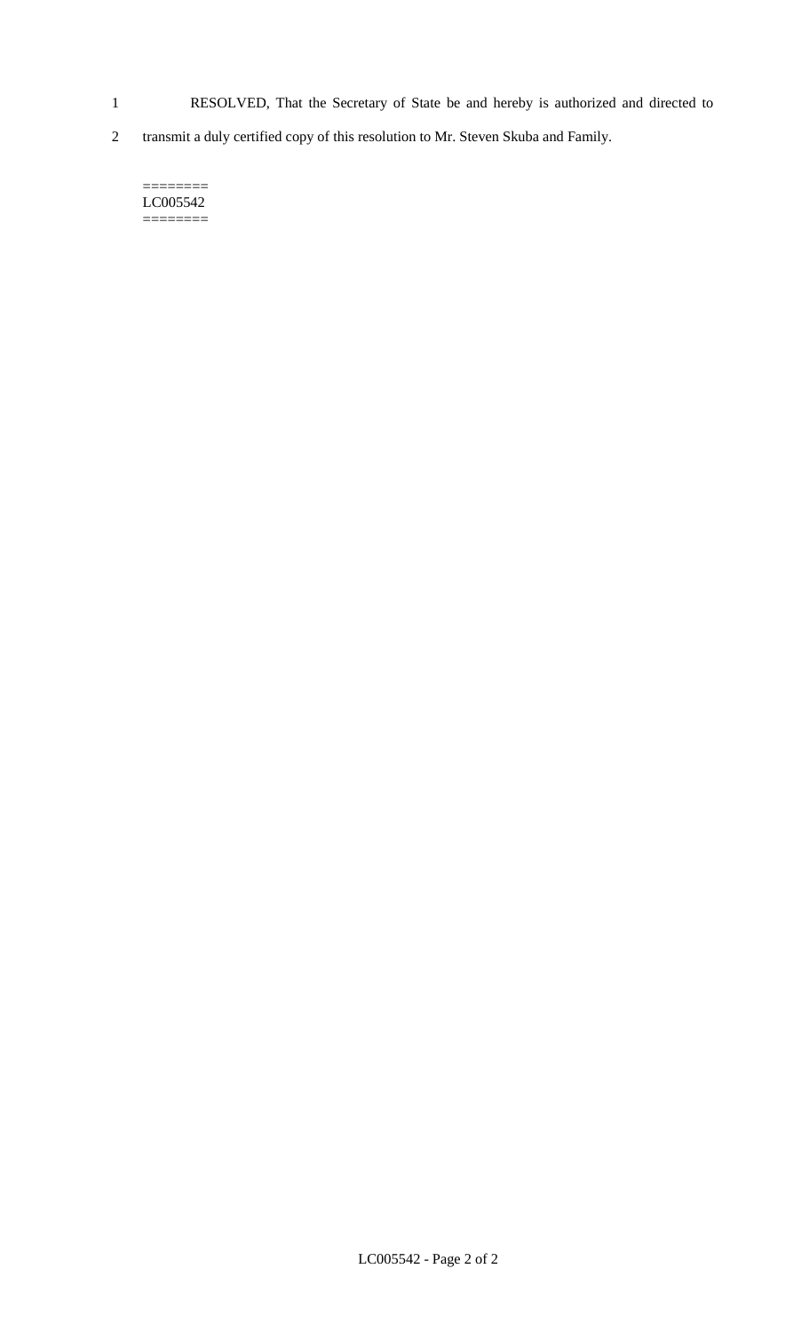RESOLVED, That the Secretary of State be and hereby is authorized and directed to transmit a duly certified copy of this resolution to Mr. Steven Skuba and Family.

========
LC005542
========